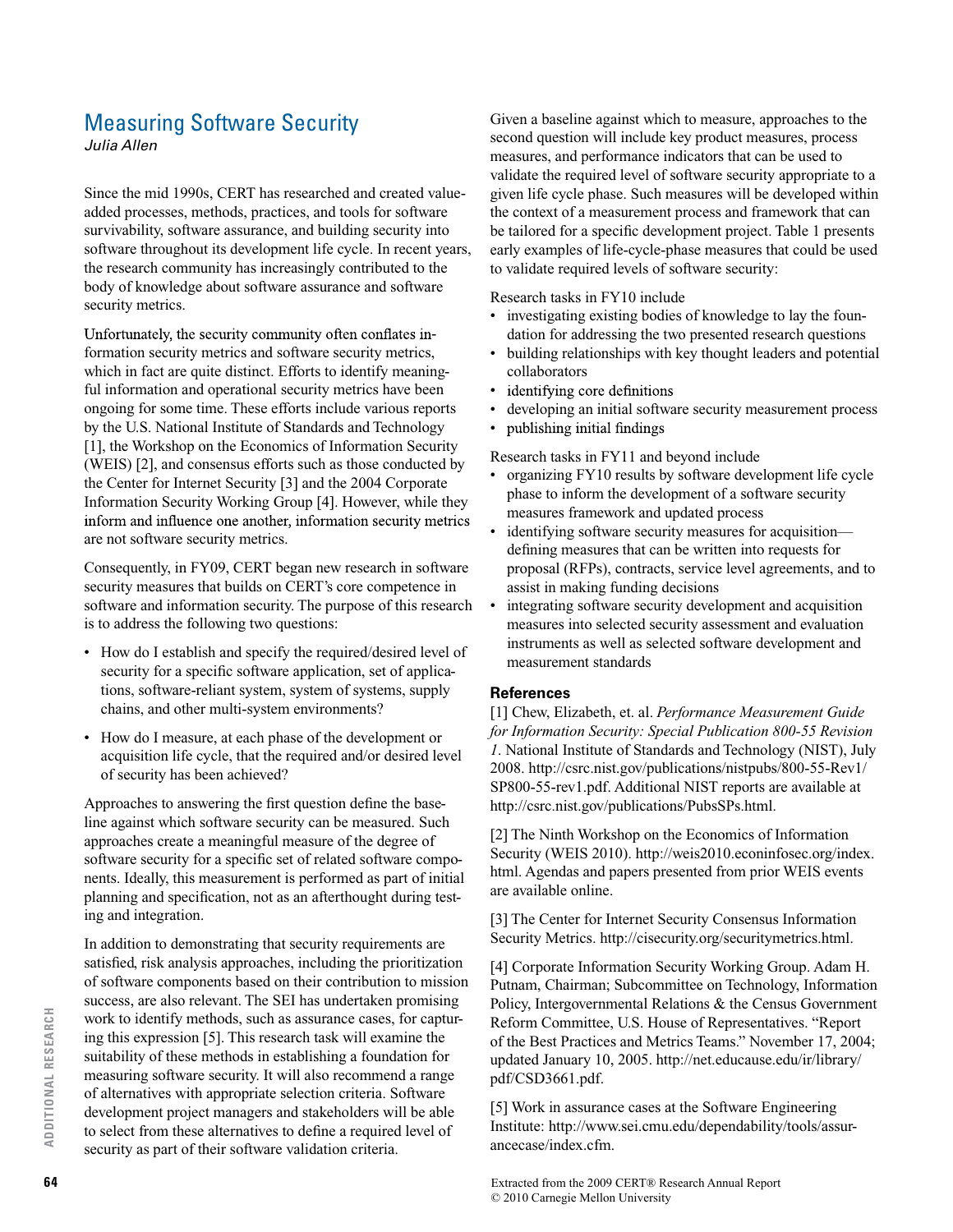# Measuring Software Security

*Julia Allen*

Since the mid 1990s, CERT has researched and created value-added processes, methods, practices, and tools for software survivability, software assurance, and building security into software throughout its development life cycle. In recent years, the research community has increasingly contributed to the body of knowledge about software assurance and software security metrics.

Unfortunately, the security community often conflates information security metrics and software security metrics, which in fact are quite distinct. Efforts to identify meaningful information and operational security metrics have been ongoing for some time. These efforts include various reports by the U.S. National Institute of Standards and Technology [1], the Workshop on the Economics of Information Security (WEIS) [2], and consensus efforts such as those conducted by the Center for Internet Security [3] and the 2004 Corporate Information Security Working Group [4]. However, while they inform and influence one another, information security metrics are not software security metrics.

Consequently, in FY09, CERT began new research in software security measures that builds on CERT's core competence in software and information security. The purpose of this research is to address the following two questions:

- How do I establish and specify the required/desired level of security for a specific software application, set of applications, software-reliant system, system of systems, supply chains, and other multi-system environments?
- How do I measure, at each phase of the development or acquisition life cycle, that the required and/or desired level of security has been achieved?

Approaches to answering the first question define the baseline against which software security can be measured. Such approaches create a meaningful measure of the degree of software security for a specific set of related software components. Ideally, this measurement is performed as part of initial planning and specification, not as an afterthought during testing and integration.

In addition to demonstrating that security requirements are satisfied, risk analysis approaches, including the prioritization of software components based on their contribution to mission success, are also relevant. The SEI has undertaken promising work to identify methods, such as assurance cases, for capturing this expression [5]. This research task will examine the suitability of these methods in establishing a foundation for measuring software security. It will also recommend a range of alternatives with appropriate selection criteria. Software development project managers and stakeholders will be able to select from these alternatives to define a required level of security as part of their software validation criteria.

Given a baseline against which to measure, approaches to the second question will include key product measures, process measures, and performance indicators that can be used to validate the required level of software security appropriate to a given life cycle phase. Such measures will be developed within the context of a measurement process and framework that can be tailored for a specific development project. Table 1 presents early examples of life-cycle-phase measures that could be used to validate required levels of software security:

Research tasks in FY10 include

- investigating existing bodies of knowledge to lay the foundation for addressing the two presented research questions
- building relationships with key thought leaders and potential collaborators
- identifying core definitions
- developing an initial software security measurement process
- publishing initial findings

Research tasks in FY11 and beyond include

- organizing FY10 results by software development life cycle phase to inform the development of a software security measures framework and updated process
- identifying software security measures for acquisition—defining measures that can be written into requests for proposal (RFPs), contracts, service level agreements, and to assist in making funding decisions
- integrating software security development and acquisition measures into selected security assessment and evaluation instruments as well as selected software development and measurement standards

### References

[1] Chew, Elizabeth, et. al. *Performance Measurement Guide for Information Security: Special Publication 800-55 Revision 1*. National Institute of Standards and Technology (NIST), July 2008. http://csrc.nist.gov/publications/nistpubs/800-55-Rev1/SP800-55-rev1.pdf. Additional NIST reports are available at http://csrc.nist.gov/publications/PubsSPs.html.

[2] The Ninth Workshop on the Economics of Information Security (WEIS 2010). http://weis2010.econinfosec.org/index.html. Agendas and papers presented from prior WEIS events are available online.

[3] The Center for Internet Security Consensus Information Security Metrics. http://cisecurity.org/securitymetrics.html.

[4] Corporate Information Security Working Group. Adam H. Putnam, Chairman; Subcommittee on Technology, Information Policy, Intergovernmental Relations & the Census Government Reform Committee, U.S. House of Representatives. "Report of the Best Practices and Metrics Teams." November 17, 2004; updated January 10, 2005. http://net.educause.edu/ir/library/pdf/CSD3661.pdf.

[5] Work in assurance cases at the Software Engineering Institute: http://www.sei.cmu.edu/dependability/tools/assurancecase/index.cfm.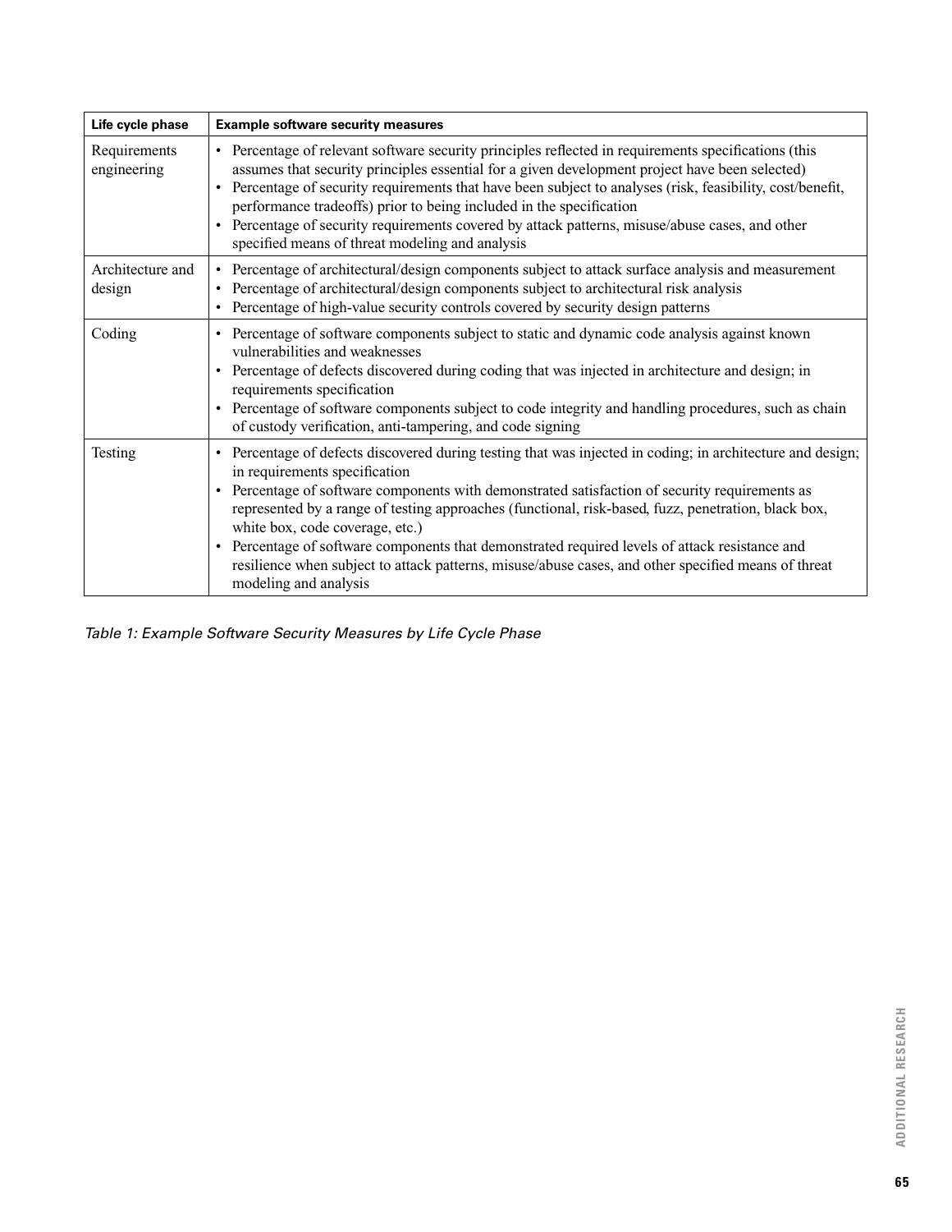| Life cycle phase | Example software security measures |
|---|---|
| Requirements engineering | • Percentage of relevant software security principles reflected in requirements specifications (this assumes that security principles essential for a given development project have been selected)<br>• Percentage of security requirements that have been subject to analyses (risk, feasibility, cost/benefit, performance tradeoffs) prior to being included in the specification<br>• Percentage of security requirements covered by attack patterns, misuse/abuse cases, and other specified means of threat modeling and analysis |
| Architecture and design | • Percentage of architectural/design components subject to attack surface analysis and measurement<br>• Percentage of architectural/design components subject to architectural risk analysis<br>• Percentage of high-value security controls covered by security design patterns |
| Coding | • Percentage of software components subject to static and dynamic code analysis against known vulnerabilities and weaknesses<br>• Percentage of defects discovered during coding that was injected in architecture and design; in requirements specification<br>• Percentage of software components subject to code integrity and handling procedures, such as chain of custody verification, anti-tampering, and code signing |
| Testing | • Percentage of defects discovered during testing that was injected in coding; in architecture and design; in requirements specification<br>• Percentage of software components with demonstrated satisfaction of security requirements as represented by a range of testing approaches (functional, risk-based, fuzz, penetration, black box, white box, code coverage, etc.)<br>• Percentage of software components that demonstrated required levels of attack resistance and resilience when subject to attack patterns, misuse/abuse cases, and other specified means of threat modeling and analysis |

*Table 1: Example Software Security Measures by Life Cycle Phase*